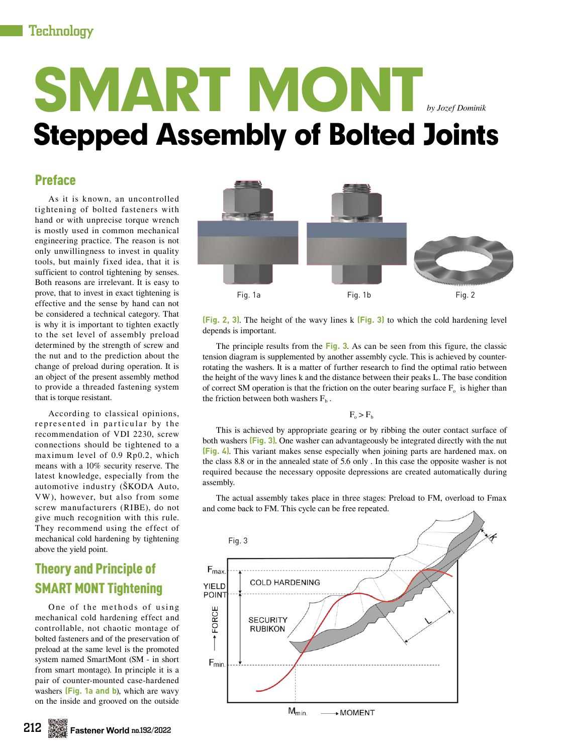# SMART MONT

*by Jozef Dominik*

# Stepped Assembly of Bolted Joints

## Preface

As it is known, an uncontrolled tightening of bolted fasteners with hand or with unprecise torque wrench is mostly used in common mechanical engineering practice. The reason is not only unwillingness to invest in quality tools, but mainly fixed idea, that it is sufficient to control tightening by senses. Both reasons are irrelevant. It is easy to prove, that to invest in exact tightening is effective and the sense by hand can not be considered a technical category. That is why it is important to tighten exactly to the set level of assembly preload determined by the strength of screw and the nut and to the prediction about the change of preload during operation. It is an object of the present assembly method to provide a threaded fastening system that is torque resistant.

According to classical opinions, represented in particular by the recommendation of VDI 2230, screw connections should be tightened to a maximum level of 0.9 Rp0.2, which means with a 10% security reserve. The latest knowledge, especially from the automotive industry (ŠKODA Auto, VW), however, but also from some screw manufacturers (RIBE), do not give much recognition with this rule. They recommend using the effect of mechanical cold hardening by tightening above the yield point.

## Theory and Principle of SMART MONT Tightening

One of the methods of using mechanical cold hardening effect and controllable, not chaotic montage of bolted fasteners and of the preservation of preload at the same level is the promoted system named SmartMont (SM - in short from smart montage). In principle it is a pair of counter-mounted case-hardened washers **(Fig. 1a and b)**, which are wavy on the inside and grooved on the outside

Fig. 1a

Fig. 1b

Fig. 2

**(Fig. 2, 3)**. The height of the wavy lines k **(Fig. 3)** to which the cold hardening level depends is important.

The principle results from the **Fig. 3**. As can be seen from this figure, the classic tension diagram is supplemented by another assembly cycle. This is achieved by counter-rotating the washers. It is a matter of further research to find the optimal ratio between the height of the wavy lines k and the distance between their peaks L. The base condition of correct SM operation is that the friction on the outer bearing surface $F_o$ is higher than the friction between both washers $F_b$ .

$$F_o > F_b$$

This is achieved by appropriate gearing or by ribbing the outer contact surface of both washers **(Fig. 3)**. One washer can advantageously be integrated directly with the nut **(Fig. 4)**. This variant makes sense especially when joining parts are hardened max. on the class 8.8 or in the annealed state of 5.6 only . In this case the opposite washer is not required because the necessary opposite depressions are created automatically during assembly.

The actual assembly takes place in three stages: Preload to FM, overload to Fmax and come back to FM. This cycle can be free repeated.

Fig. 3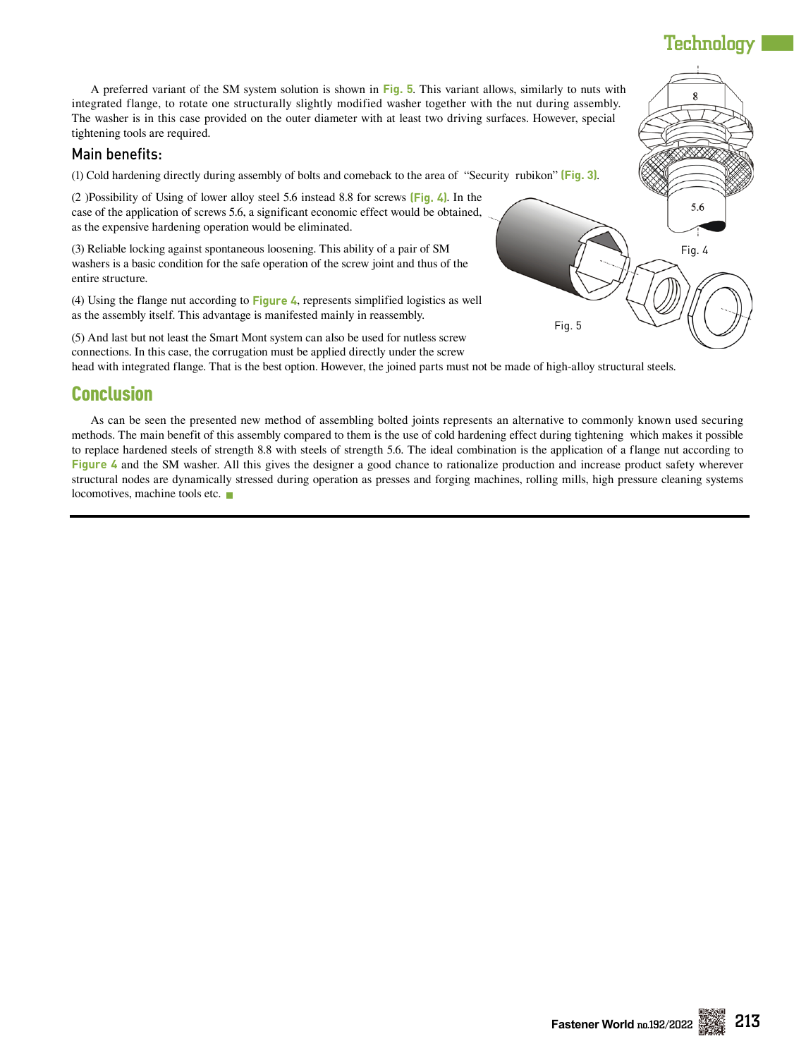A preferred variant of the SM system solution is shown in **Fig. 5**. This variant allows, similarly to nuts with integrated flange, to rotate one structurally slightly modified washer together with the nut during assembly. The washer is in this case provided on the outer diameter with at least two driving surfaces. However, special tightening tools are required.

8

5.6

Fig. 4

Fig. 5

### Main benefits:

(1) Cold hardening directly during assembly of bolts and comeback to the area of "Security rubikon" **(Fig. 3)**.

(2 )Possibility of Using of lower alloy steel 5.6 instead 8.8 for screws **(Fig. 4)**. In the case of the application of screws 5.6, a significant economic effect would be obtained, as the expensive hardening operation would be eliminated.

(3) Reliable locking against spontaneous loosening. This ability of a pair of SM washers is a basic condition for the safe operation of the screw joint and thus of the entire structure.

(4) Using the flange nut according to **Figure 4**, represents simplified logistics as well as the assembly itself. This advantage is manifested mainly in reassembly.

(5) And last but not least the Smart Mont system can also be used for nutless screw connections. In this case, the corrugation must be applied directly under the screw head with integrated flange. That is the best option. However, the joined parts must not be made of high-alloy structural steels.

## Conclusion

As can be seen the presented new method of assembling bolted joints represents an alternative to commonly known used securing methods. The main benefit of this assembly compared to them is the use of cold hardening effect during tightening which makes it possible to replace hardened steels of strength 8.8 with steels of strength 5.6. The ideal combination is the application of a flange nut according to **Figure 4** and the SM washer. All this gives the designer a good chance to rationalize production and increase product safety wherever structural nodes are dynamically stressed during operation as presses and forging machines, rolling mills, high pressure cleaning systems locomotives, machine tools etc.